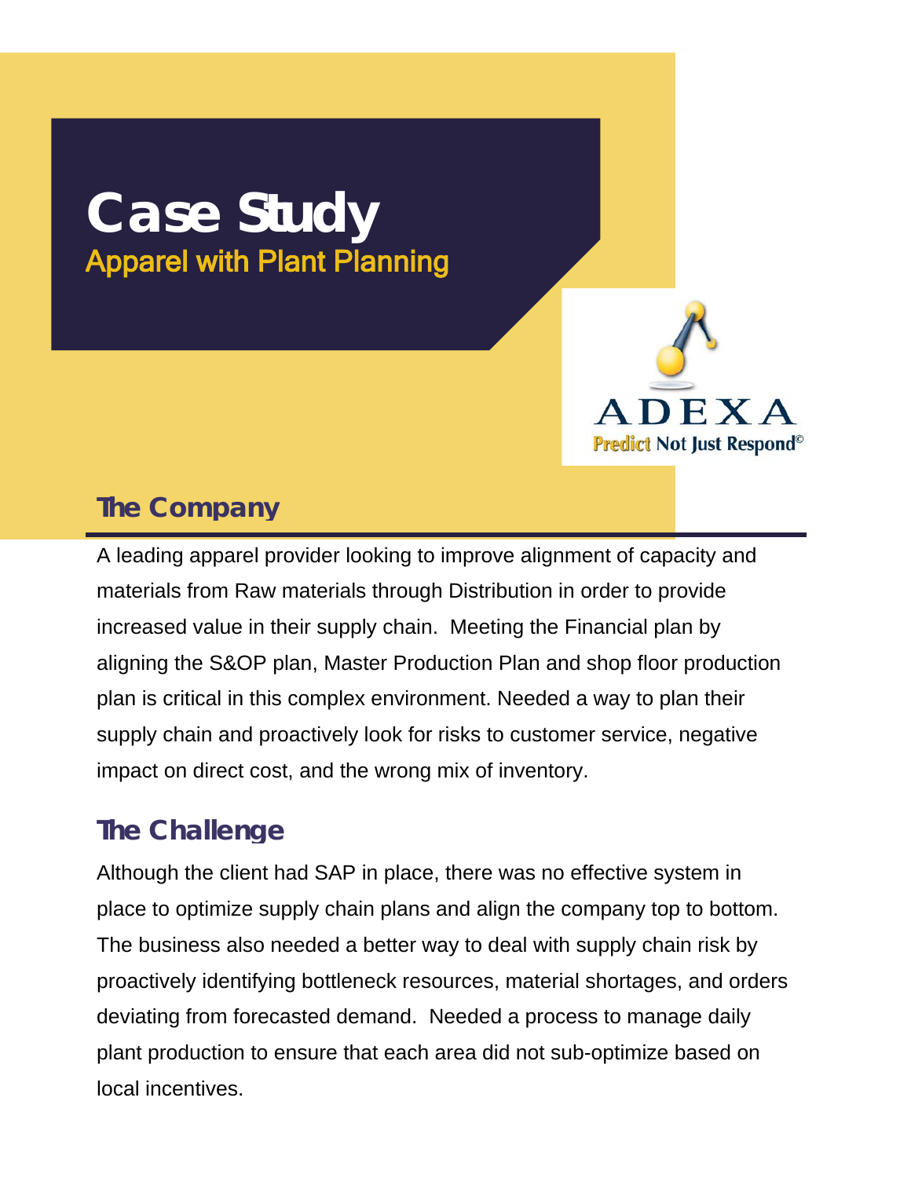# Case Study

## Apparel with Plant Planning

ADEXA
Predict Not Just Respond©

## The Company

A leading apparel provider looking to improve alignment of capacity and materials from Raw materials through Distribution in order to provide increased value in their supply chain. Meeting the Financial plan by aligning the S&OP plan, Master Production Plan and shop floor production plan is critical in this complex environment. Needed a way to plan their supply chain and proactively look for risks to customer service, negative impact on direct cost, and the wrong mix of inventory.

## The Challenge

Although the client had SAP in place, there was no effective system in place to optimize supply chain plans and align the company top to bottom. The business also needed a better way to deal with supply chain risk by proactively identifying bottleneck resources, material shortages, and orders deviating from forecasted demand. Needed a process to manage daily plant production to ensure that each area did not sub-optimize based on local incentives.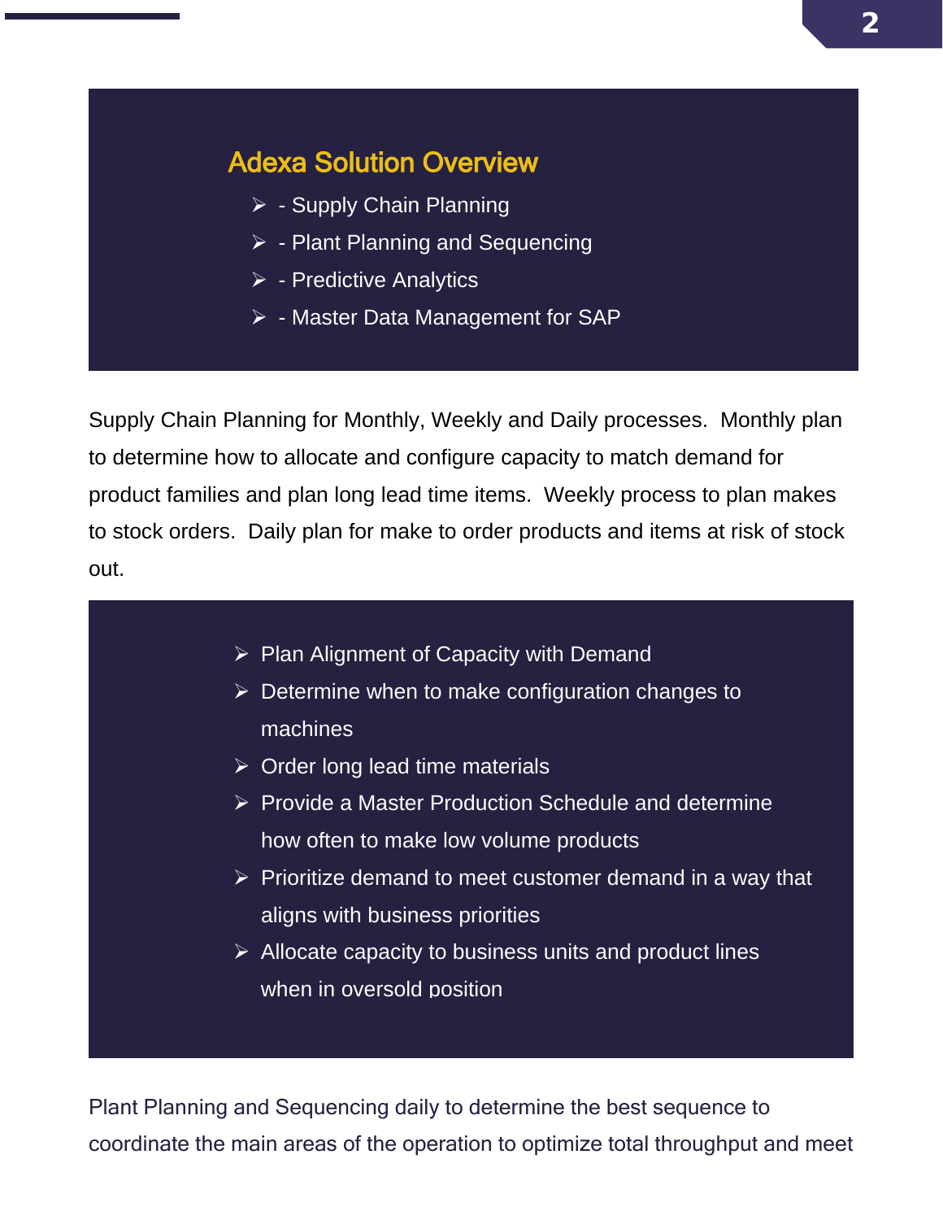## Adexa Solution Overview

- - Supply Chain Planning
- - Plant Planning and Sequencing
- - Predictive Analytics
- - Master Data Management for SAP

Supply Chain Planning for Monthly, Weekly and Daily processes. Monthly plan to determine how to allocate and configure capacity to match demand for product families and plan long lead time items. Weekly process to plan makes to stock orders. Daily plan for make to order products and items at risk of stock out.

- Plan Alignment of Capacity with Demand
- Determine when to make configuration changes to machines
- Order long lead time materials
- Provide a Master Production Schedule and determine how often to make low volume products
- Prioritize demand to meet customer demand in a way that aligns with business priorities
- Allocate capacity to business units and product lines when in oversold position

Plant Planning and Sequencing daily to determine the best sequence to coordinate the main areas of the operation to optimize total throughput and meet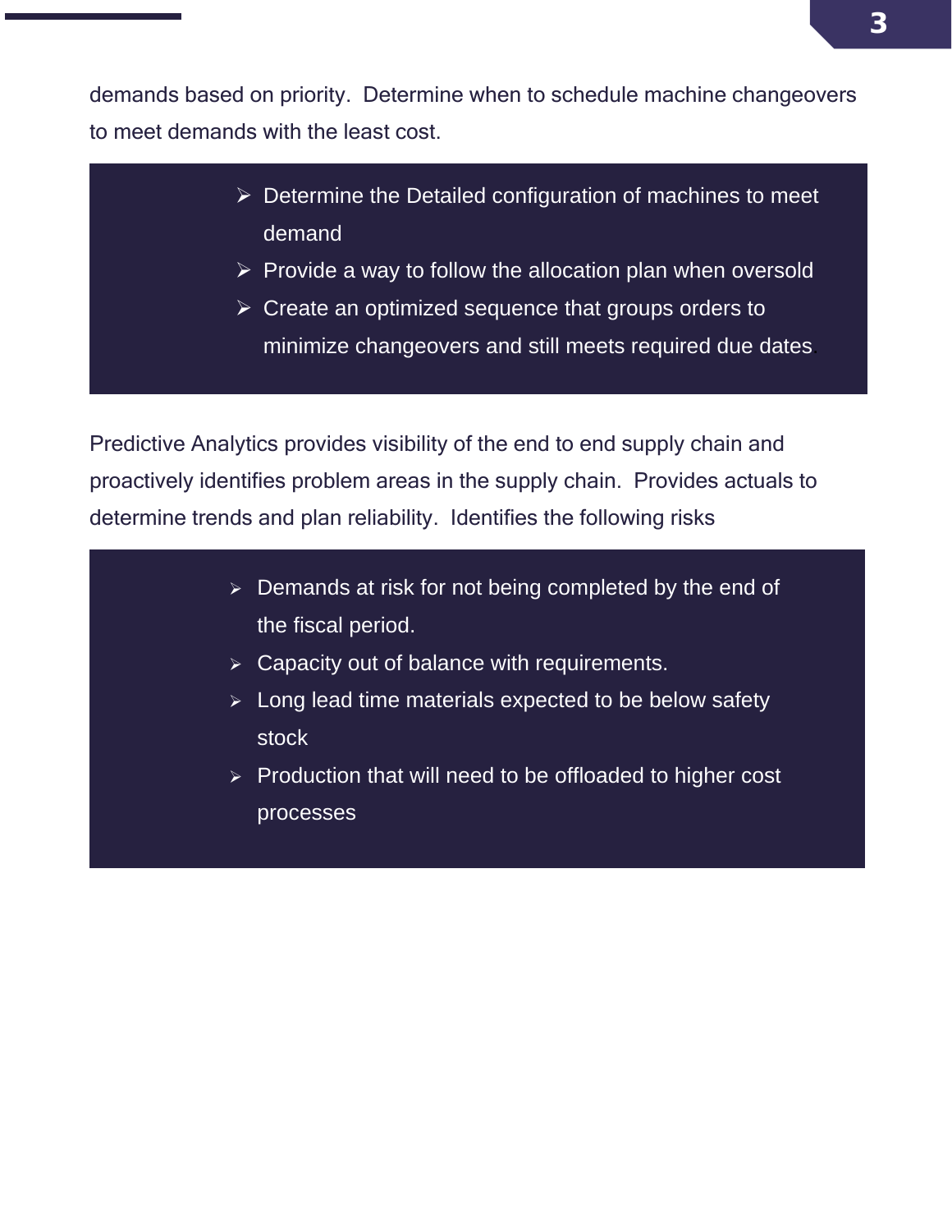demands based on priority. Determine when to schedule machine changeovers to meet demands with the least cost.

- Determine the Detailed configuration of machines to meet demand
- Provide a way to follow the allocation plan when oversold
- Create an optimized sequence that groups orders to minimize changeovers and still meets required due dates.

Predictive Analytics provides visibility of the end to end supply chain and proactively identifies problem areas in the supply chain. Provides actuals to determine trends and plan reliability. Identifies the following risks

- Demands at risk for not being completed by the end of the fiscal period.
- Capacity out of balance with requirements.
- Long lead time materials expected to be below safety stock
- Production that will need to be offloaded to higher cost processes